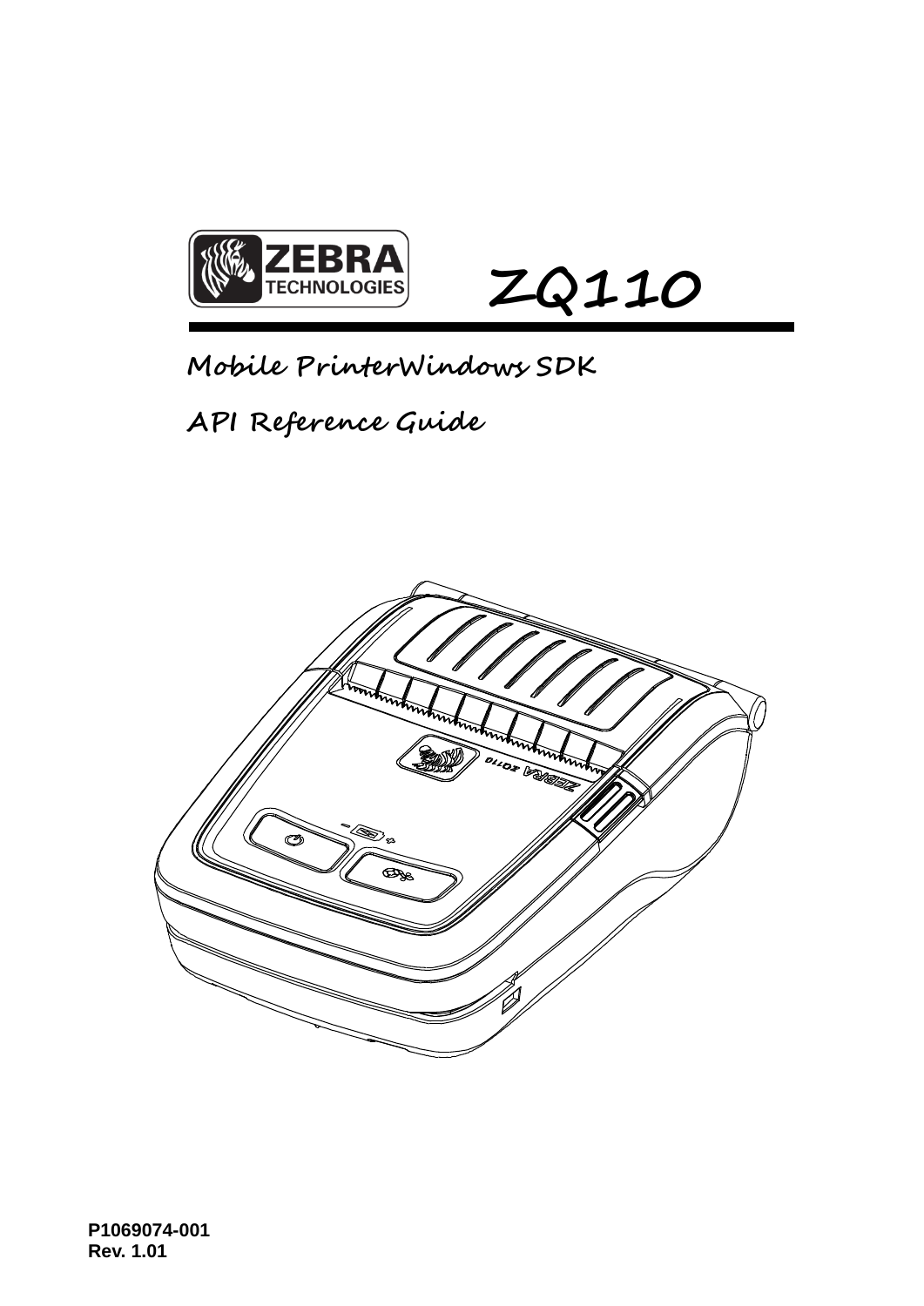# ZQ110

## Mobile PrinterWindows SDK

## API Reference Guide

**P1069074-001**
**Rev. 1.01**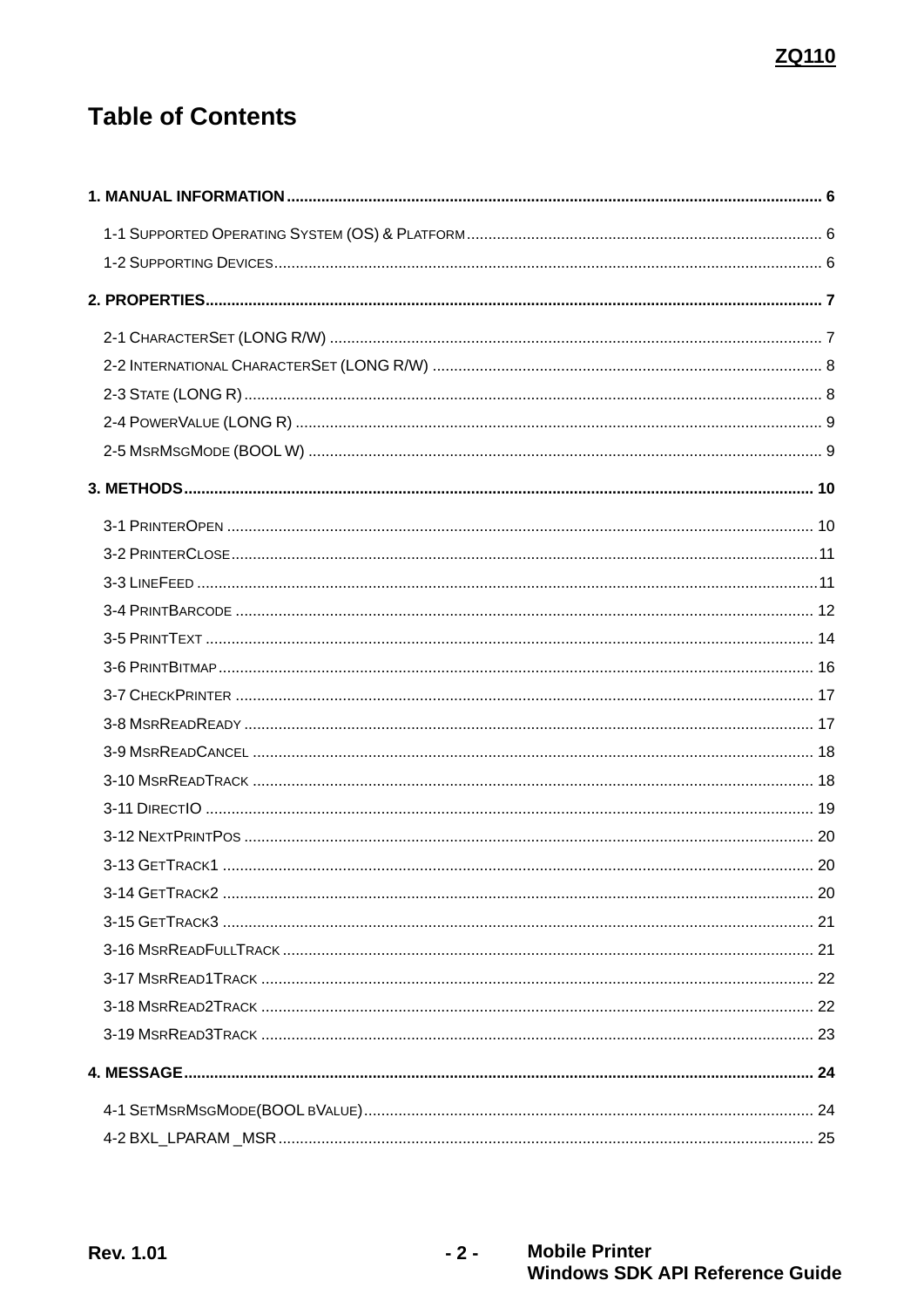# Table of Contents

**1. MANUAL INFORMATION** ..... 6

- 1-1 SUPPORTED OPERATING SYSTEM (OS) & PLATFORM ..... 6
- 1-2 SUPPORTING DEVICES ..... 6

**2. PROPERTIES** ..... 7

- 2-1 CHARACTERSET (LONG R/W) ..... 7
- 2-2 INTERNATIONAL CHARACTERSET (LONG R/W) ..... 8
- 2-3 STATE (LONG R) ..... 8
- 2-4 POWERVALUE (LONG R) ..... 9
- 2-5 MSRMSGMODE (BOOL W) ..... 9

**3. METHODS** ..... 10

- 3-1 PRINTEROPEN ..... 10
- 3-2 PRINTERCLOSE ..... 11
- 3-3 LINEFEED ..... 11
- 3-4 PRINTBARCODE ..... 12
- 3-5 PRINTTEXT ..... 14
- 3-6 PRINTBITMAP ..... 16
- 3-7 CHECKPRINTER ..... 17
- 3-8 MSRREADREADY ..... 17
- 3-9 MSRREADCANCEL ..... 18
- 3-10 MSRREADTRACK ..... 18
- 3-11 DIRECTIO ..... 19
- 3-12 NEXTPRINTPOS ..... 20
- 3-13 GETTRACK1 ..... 20
- 3-14 GETTRACK2 ..... 20
- 3-15 GETTRACK3 ..... 21
- 3-16 MSRREADFULLTRACK ..... 21
- 3-17 MSRREAD1TRACK ..... 22
- 3-18 MSRREAD2TRACK ..... 22
- 3-19 MSRREAD3TRACK ..... 23

**4. MESSAGE** ..... 24

- 4-1 SETMSRMSGMODE(BOOL BVALUE) ..... 24
- 4-2 BXL_LPARAM _MSR ..... 25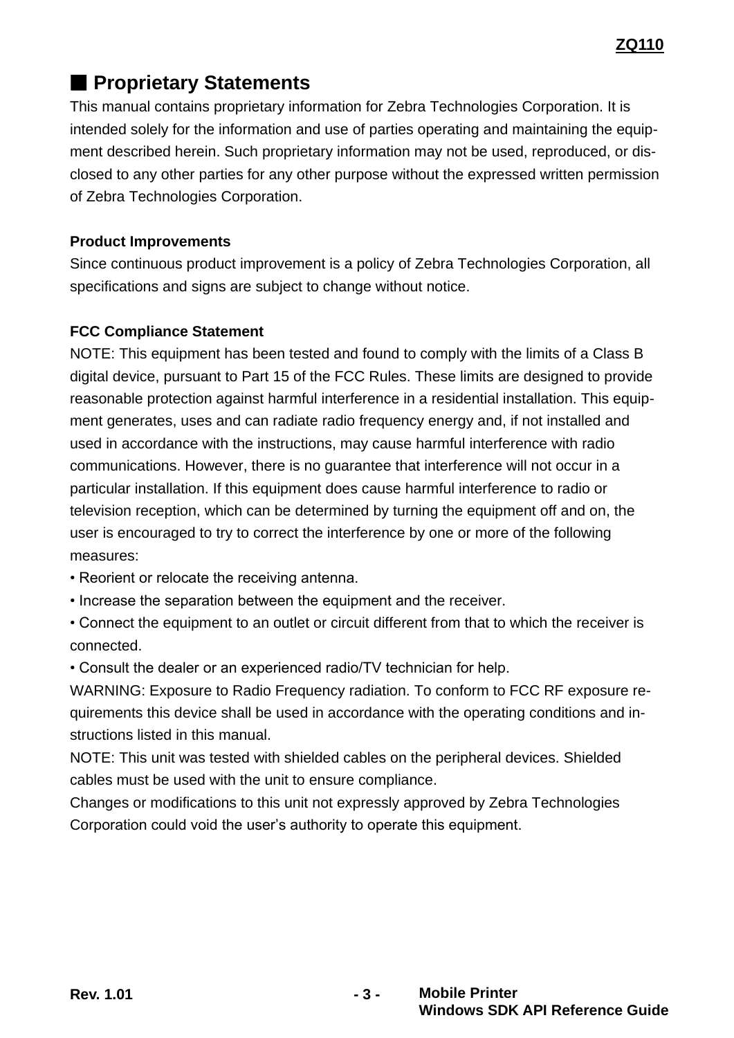## ■ Proprietary Statements

This manual contains proprietary information for Zebra Technologies Corporation. It is intended solely for the information and use of parties operating and maintaining the equipment described herein. Such proprietary information may not be used, reproduced, or disclosed to any other parties for any other purpose without the expressed written permission of Zebra Technologies Corporation.

**Product Improvements**

Since continuous product improvement is a policy of Zebra Technologies Corporation, all specifications and signs are subject to change without notice.

**FCC Compliance Statement**

NOTE: This equipment has been tested and found to comply with the limits of a Class B digital device, pursuant to Part 15 of the FCC Rules. These limits are designed to provide reasonable protection against harmful interference in a residential installation. This equipment generates, uses and can radiate radio frequency energy and, if not installed and used in accordance with the instructions, may cause harmful interference with radio communications. However, there is no guarantee that interference will not occur in a particular installation. If this equipment does cause harmful interference to radio or television reception, which can be determined by turning the equipment off and on, the user is encouraged to try to correct the interference by one or more of the following measures:

- Reorient or relocate the receiving antenna.
- Increase the separation between the equipment and the receiver.
- Connect the equipment to an outlet or circuit different from that to which the receiver is connected.
- Consult the dealer or an experienced radio/TV technician for help.

WARNING: Exposure to Radio Frequency radiation. To conform to FCC RF exposure requirements this device shall be used in accordance with the operating conditions and instructions listed in this manual.

NOTE: This unit was tested with shielded cables on the peripheral devices. Shielded cables must be used with the unit to ensure compliance.

Changes or modifications to this unit not expressly approved by Zebra Technologies Corporation could void the user's authority to operate this equipment.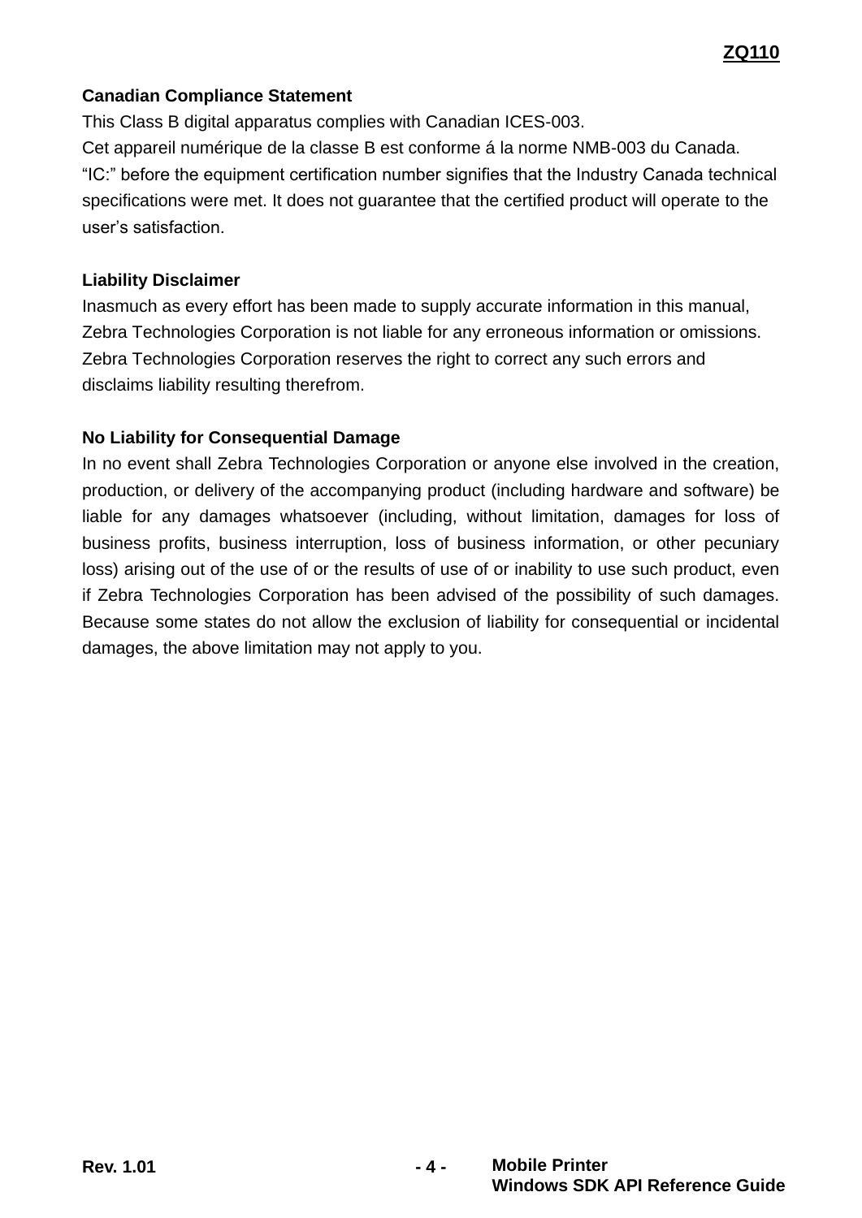**Canadian Compliance Statement**

This Class B digital apparatus complies with Canadian ICES-003.

Cet appareil numérique de la classe B est conforme á la norme NMB-003 du Canada.

“IC:” before the equipment certification number signifies that the Industry Canada technical specifications were met. It does not guarantee that the certified product will operate to the user’s satisfaction.

**Liability Disclaimer**

Inasmuch as every effort has been made to supply accurate information in this manual, Zebra Technologies Corporation is not liable for any erroneous information or omissions. Zebra Technologies Corporation reserves the right to correct any such errors and disclaims liability resulting therefrom.

**No Liability for Consequential Damage**

In no event shall Zebra Technologies Corporation or anyone else involved in the creation, production, or delivery of the accompanying product (including hardware and software) be liable for any damages whatsoever (including, without limitation, damages for loss of business profits, business interruption, loss of business information, or other pecuniary loss) arising out of the use of or the results of use of or inability to use such product, even if Zebra Technologies Corporation has been advised of the possibility of such damages. Because some states do not allow the exclusion of liability for consequential or incidental damages, the above limitation may not apply to you.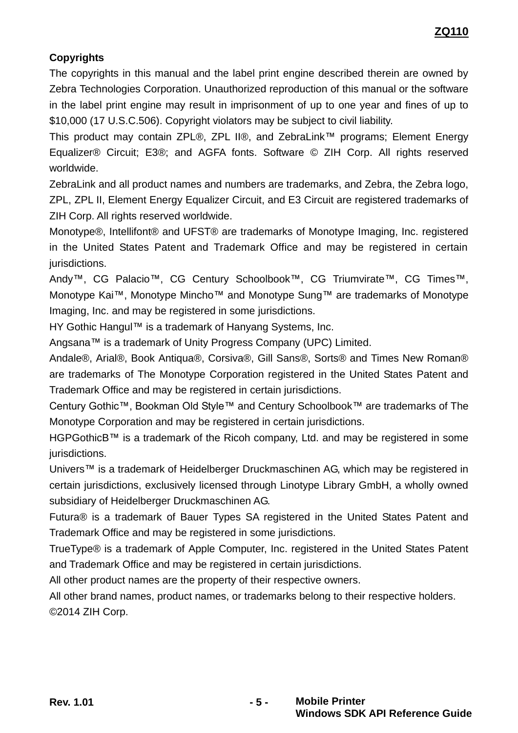**Copyrights**

The copyrights in this manual and the label print engine described therein are owned by Zebra Technologies Corporation. Unauthorized reproduction of this manual or the software in the label print engine may result in imprisonment of up to one year and fines of up to $10,000 (17 U.S.C.506). Copyright violators may be subject to civil liability.

This product may contain ZPL®, ZPL II®, and ZebraLink™ programs; Element Energy Equalizer® Circuit; E3®; and AGFA fonts. Software © ZIH Corp. All rights reserved worldwide.

ZebraLink and all product names and numbers are trademarks, and Zebra, the Zebra logo, ZPL, ZPL II, Element Energy Equalizer Circuit, and E3 Circuit are registered trademarks of ZIH Corp. All rights reserved worldwide.

Monotype®, Intellifont® and UFST® are trademarks of Monotype Imaging, Inc. registered in the United States Patent and Trademark Office and may be registered in certain jurisdictions.

Andy™, CG Palacio™, CG Century Schoolbook™, CG Triumvirate™, CG Times™, Monotype Kai™, Monotype Mincho™ and Monotype Sung™ are trademarks of Monotype Imaging, Inc. and may be registered in some jurisdictions.

HY Gothic Hangul™ is a trademark of Hanyang Systems, Inc.

Angsana™ is a trademark of Unity Progress Company (UPC) Limited.

Andale®, Arial®, Book Antiqua®, Corsiva®, Gill Sans®, Sorts® and Times New Roman® are trademarks of The Monotype Corporation registered in the United States Patent and Trademark Office and may be registered in certain jurisdictions.

Century Gothic™, Bookman Old Style™ and Century Schoolbook™ are trademarks of The Monotype Corporation and may be registered in certain jurisdictions.

HGPGothicB™ is a trademark of the Ricoh company, Ltd. and may be registered in some jurisdictions.

Univers™ is a trademark of Heidelberger Druckmaschinen AG, which may be registered in certain jurisdictions, exclusively licensed through Linotype Library GmbH, a wholly owned subsidiary of Heidelberger Druckmaschinen AG.

Futura® is a trademark of Bauer Types SA registered in the United States Patent and Trademark Office and may be registered in some jurisdictions.

TrueType® is a trademark of Apple Computer, Inc. registered in the United States Patent and Trademark Office and may be registered in certain jurisdictions.

All other product names are the property of their respective owners.

All other brand names, product names, or trademarks belong to their respective holders.

©2014 ZIH Corp.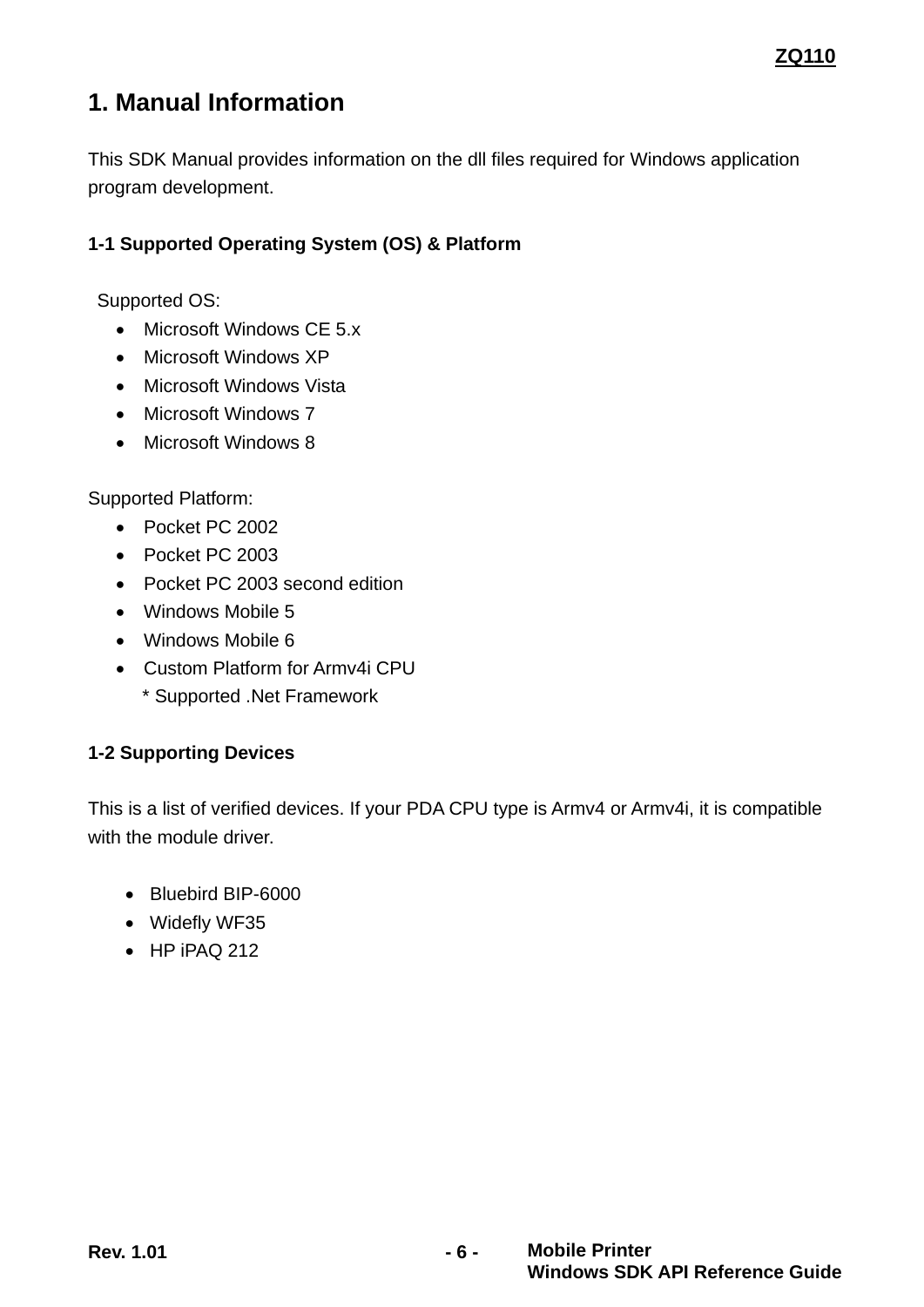# 1. Manual Information

This SDK Manual provides information on the dll files required for Windows application program development.

## 1-1 Supported Operating System (OS) & Platform

Supported OS:

- Microsoft Windows CE 5.x
- Microsoft Windows XP
- Microsoft Windows Vista
- Microsoft Windows 7
- Microsoft Windows 8

Supported Platform:

- Pocket PC 2002
- Pocket PC 2003
- Pocket PC 2003 second edition
- Windows Mobile 5
- Windows Mobile 6
- Custom Platform for Armv4i CPU
  * Supported .Net Framework

## 1-2 Supporting Devices

This is a list of verified devices. If your PDA CPU type is Armv4 or Armv4i, it is compatible with the module driver.

- Bluebird BIP-6000
- Widefly WF35
- HP iPAQ 212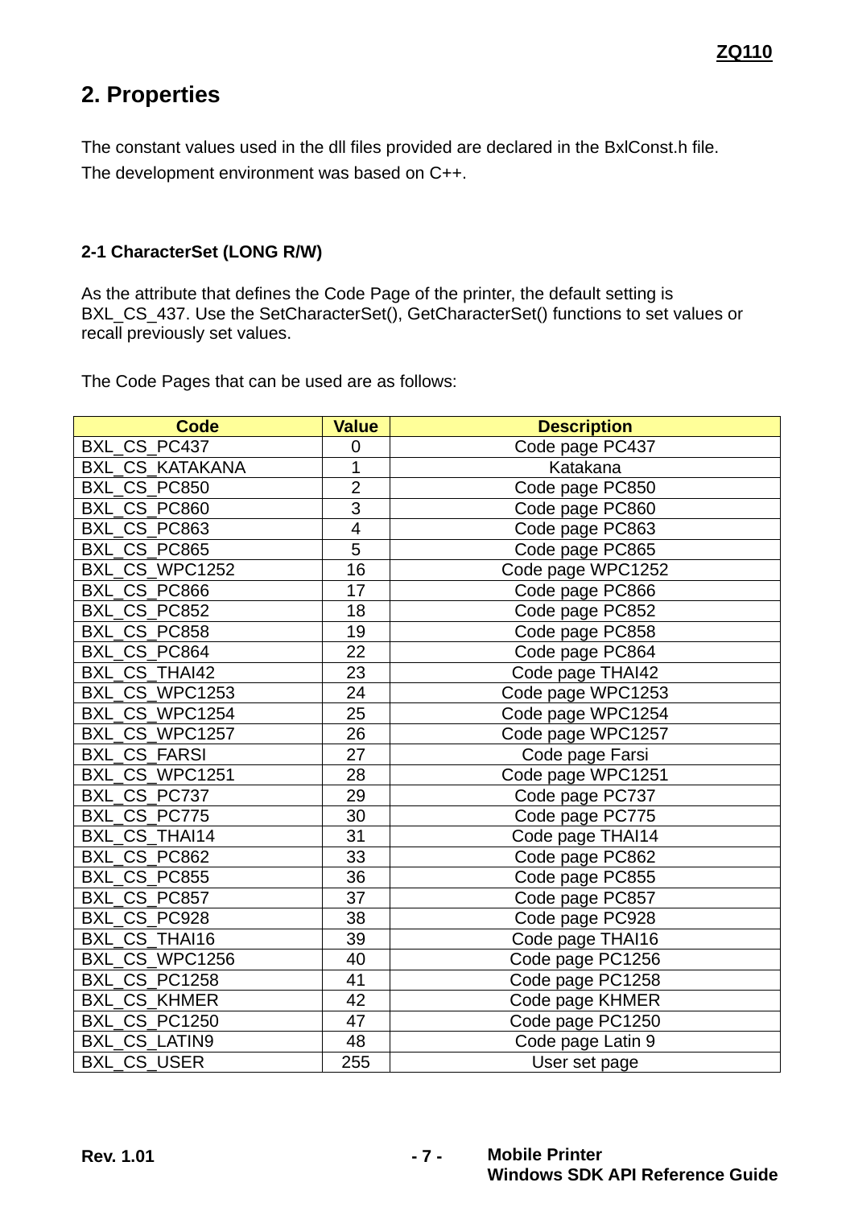## 2. Properties

The constant values used in the dll files provided are declared in the BxlConst.h file.
The development environment was based on C++.

### 2-1 CharacterSet (LONG R/W)

As the attribute that defines the Code Page of the printer, the default setting is BXL_CS_437. Use the SetCharacterSet(), GetCharacterSet() functions to set values or recall previously set values.

The Code Pages that can be used are as follows:

| Code | Value | Description |
|---|---|---|
| BXL_CS_PC437 | 0 | Code page PC437 |
| BXL_CS_KATAKANA | 1 | Katakana |
| BXL_CS_PC850 | 2 | Code page PC850 |
| BXL_CS_PC860 | 3 | Code page PC860 |
| BXL_CS_PC863 | 4 | Code page PC863 |
| BXL_CS_PC865 | 5 | Code page PC865 |
| BXL_CS_WPC1252 | 16 | Code page WPC1252 |
| BXL_CS_PC866 | 17 | Code page PC866 |
| BXL_CS_PC852 | 18 | Code page PC852 |
| BXL_CS_PC858 | 19 | Code page PC858 |
| BXL_CS_PC864 | 22 | Code page PC864 |
| BXL_CS_THAI42 | 23 | Code page THAI42 |
| BXL_CS_WPC1253 | 24 | Code page WPC1253 |
| BXL_CS_WPC1254 | 25 | Code page WPC1254 |
| BXL_CS_WPC1257 | 26 | Code page WPC1257 |
| BXL_CS_FARSI | 27 | Code page Farsi |
| BXL_CS_WPC1251 | 28 | Code page WPC1251 |
| BXL_CS_PC737 | 29 | Code page PC737 |
| BXL_CS_PC775 | 30 | Code page PC775 |
| BXL_CS_THAI14 | 31 | Code page THAI14 |
| BXL_CS_PC862 | 33 | Code page PC862 |
| BXL_CS_PC855 | 36 | Code page PC855 |
| BXL_CS_PC857 | 37 | Code page PC857 |
| BXL_CS_PC928 | 38 | Code page PC928 |
| BXL_CS_THAI16 | 39 | Code page THAI16 |
| BXL_CS_WPC1256 | 40 | Code page PC1256 |
| BXL_CS_PC1258 | 41 | Code page PC1258 |
| BXL_CS_KHMER | 42 | Code page KHMER |
| BXL_CS_PC1250 | 47 | Code page PC1250 |
| BXL_CS_LATIN9 | 48 | Code page Latin 9 |
| BXL_CS_USER | 255 | User set page |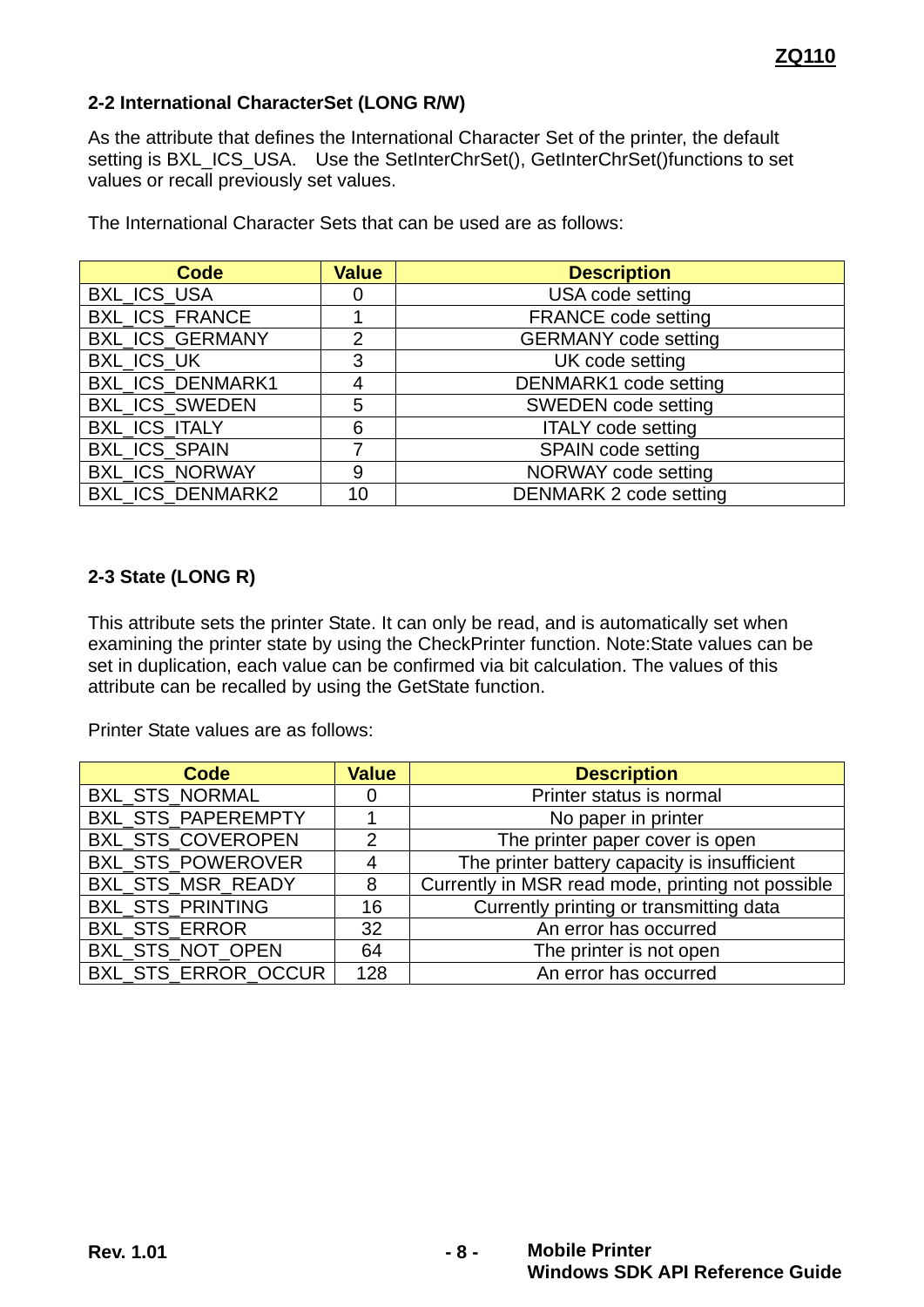### 2-2 International CharacterSet (LONG R/W)

As the attribute that defines the International Character Set of the printer, the default setting is BXL_ICS_USA.  Use the SetInterChrSet(), GetInterChrSet()functions to set values or recall previously set values.

The International Character Sets that can be used are as follows:

| Code | Value | Description |
|---|---|---|
| BXL_ICS_USA | 0 | USA code setting |
| BXL_ICS_FRANCE | 1 | FRANCE code setting |
| BXL_ICS_GERMANY | 2 | GERMANY code setting |
| BXL_ICS_UK | 3 | UK code setting |
| BXL_ICS_DENMARK1 | 4 | DENMARK1 code setting |
| BXL_ICS_SWEDEN | 5 | SWEDEN code setting |
| BXL_ICS_ITALY | 6 | ITALY code setting |
| BXL_ICS_SPAIN | 7 | SPAIN code setting |
| BXL_ICS_NORWAY | 9 | NORWAY code setting |
| BXL_ICS_DENMARK2 | 10 | DENMARK 2 code setting |

### 2-3 State (LONG R)

This attribute sets the printer State. It can only be read, and is automatically set when examining the printer state by using the CheckPrinter function. Note:State values can be set in duplication, each value can be confirmed via bit calculation. The values of this attribute can be recalled by using the GetState function.

Printer State values are as follows:

| Code | Value | Description |
|---|---|---|
| BXL_STS_NORMAL | 0 | Printer status is normal |
| BXL_STS_PAPEREMPTY | 1 | No paper in printer |
| BXL_STS_COVEROPEN | 2 | The printer paper cover is open |
| BXL_STS_POWEROVER | 4 | The printer battery capacity is insufficient |
| BXL_STS_MSR_READY | 8 | Currently in MSR read mode, printing not possible |
| BXL_STS_PRINTING | 16 | Currently printing or transmitting data |
| BXL_STS_ERROR | 32 | An error has occurred |
| BXL_STS_NOT_OPEN | 64 | The printer is not open |
| BXL_STS_ERROR_OCCUR | 128 | An error has occurred |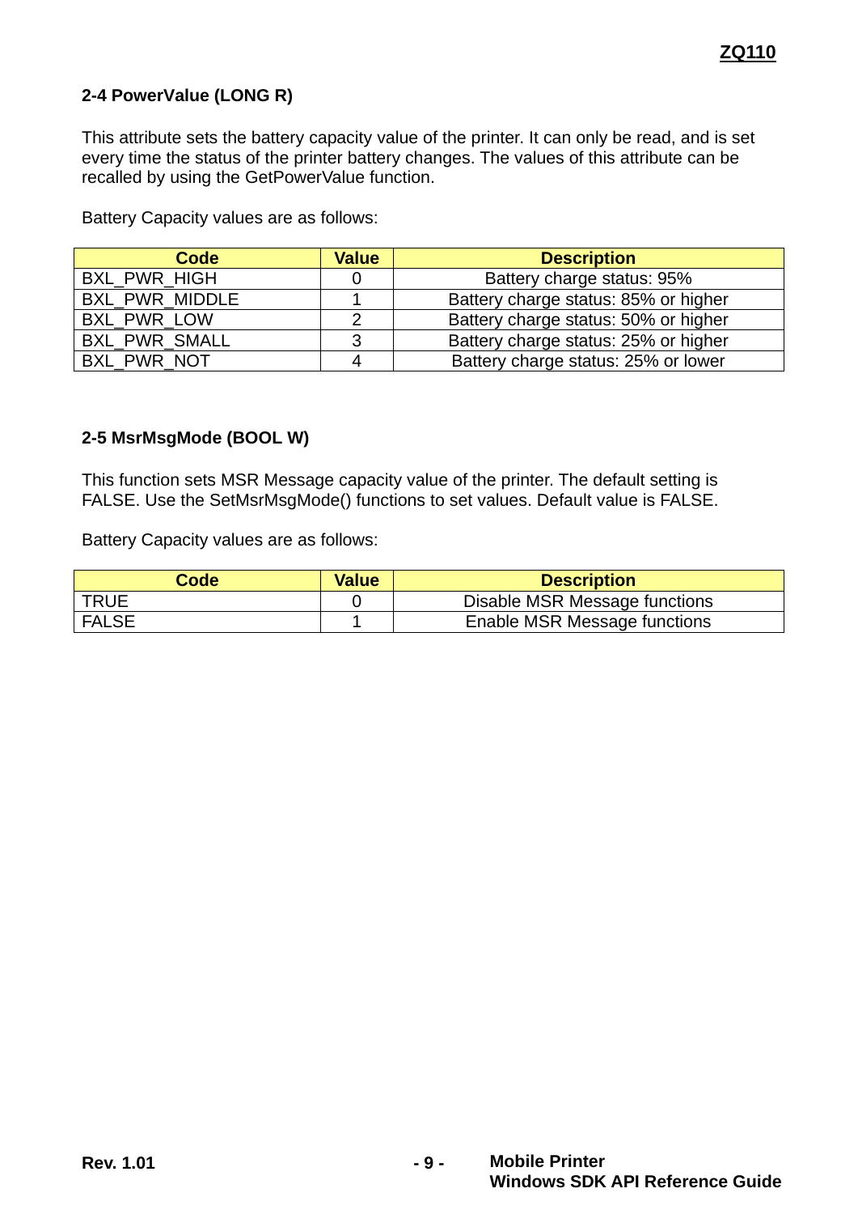### 2-4 PowerValue (LONG R)

This attribute sets the battery capacity value of the printer. It can only be read, and is set every time the status of the printer battery changes. The values of this attribute can be recalled by using the GetPowerValue function.

Battery Capacity values are as follows:

| Code | Value | Description |
|---|---|---|
| BXL_PWR_HIGH | 0 | Battery charge status: 95% |
| BXL_PWR_MIDDLE | 1 | Battery charge status: 85% or higher |
| BXL_PWR_LOW | 2 | Battery charge status: 50% or higher |
| BXL_PWR_SMALL | 3 | Battery charge status: 25% or higher |
| BXL_PWR_NOT | 4 | Battery charge status: 25% or lower |

### 2-5 MsrMsgMode (BOOL W)

This function sets MSR Message capacity value of the printer. The default setting is FALSE. Use the SetMsrMsgMode() functions to set values. Default value is FALSE.

Battery Capacity values are as follows:

| Code | Value | Description |
|---|---|---|
| TRUE | 0 | Disable MSR Message functions |
| FALSE | 1 | Enable MSR Message functions |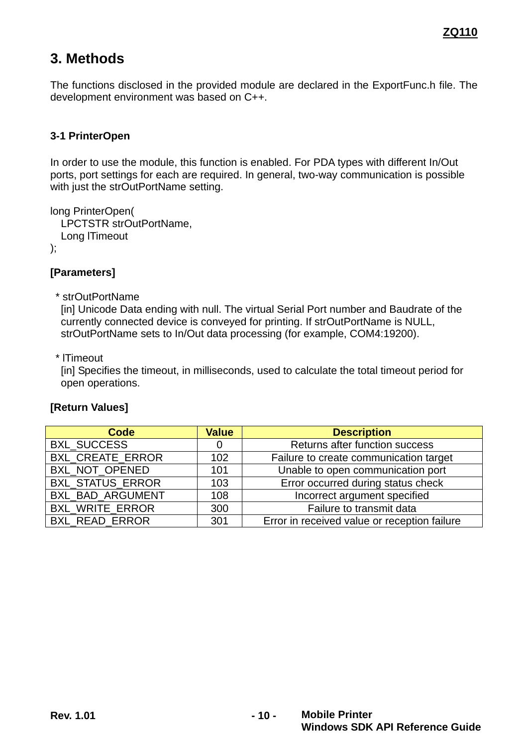# 3. Methods

The functions disclosed in the provided module are declared in the ExportFunc.h file. The development environment was based on C++.

## 3-1 PrinterOpen

In order to use the module, this function is enabled. For PDA types with different In/Out ports, port settings for each are required. In general, two-way communication is possible with just the strOutPortName setting.

```
long PrinterOpen(
   LPCTSTR strOutPortName,
   Long lTimeout
);
```

**[Parameters]**

* strOutPortName
  [in] Unicode Data ending with null. The virtual Serial Port number and Baudrate of the currently connected device is conveyed for printing. If strOutPortName is NULL, strOutPortName sets to In/Out data processing (for example, COM4:19200).

* lTimeout
  [in] Specifies the timeout, in milliseconds, used to calculate the total timeout period for open operations.

**[Return Values]**

| Code | Value | Description |
|---|---|---|
| BXL_SUCCESS | 0 | Returns after function success |
| BXL_CREATE_ERROR | 102 | Failure to create communication target |
| BXL_NOT_OPENED | 101 | Unable to open communication port |
| BXL_STATUS_ERROR | 103 | Error occurred during status check |
| BXL_BAD_ARGUMENT | 108 | Incorrect argument specified |
| BXL_WRITE_ERROR | 300 | Failure to transmit data |
| BXL_READ_ERROR | 301 | Error in received value or reception failure |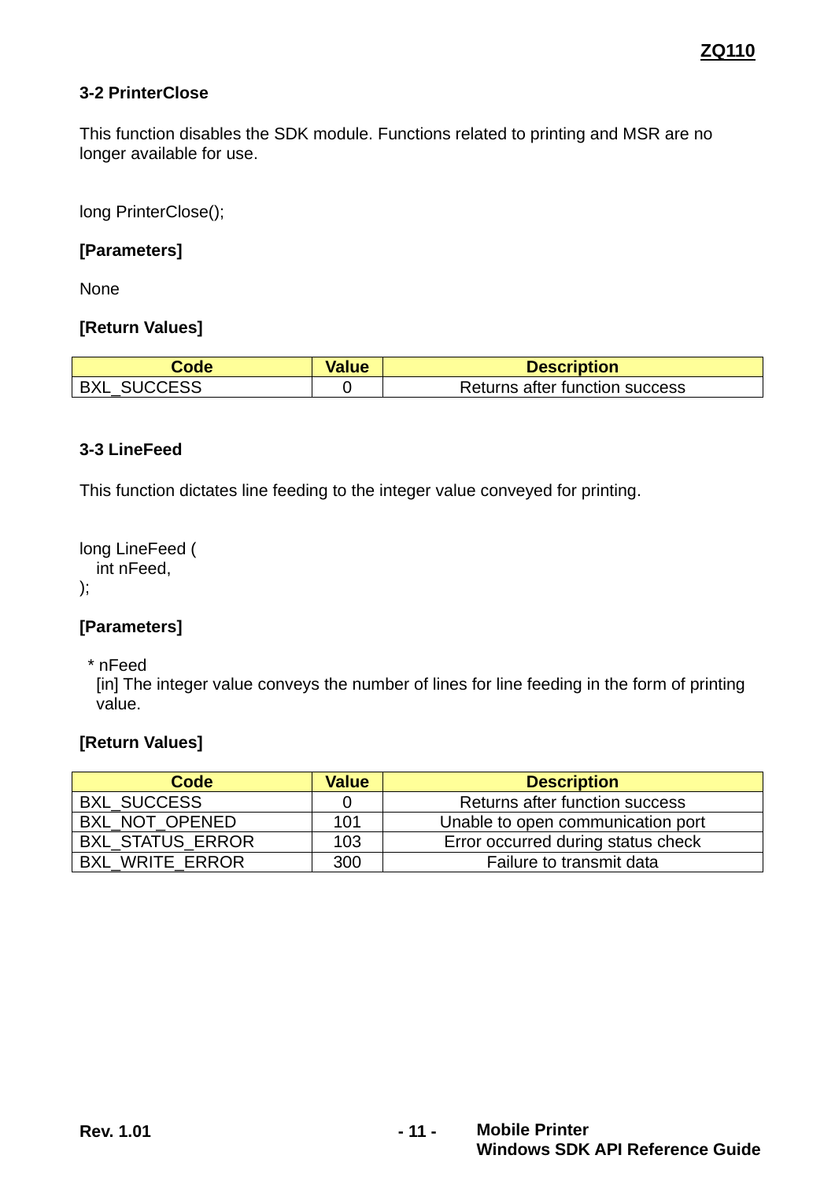### 3-2 PrinterClose

This function disables the SDK module. Functions related to printing and MSR are no longer available for use.

```
long PrinterClose();
```

**[Parameters]**

None

**[Return Values]**

| Code | Value | Description |
|---|---|---|
| BXL_SUCCESS | 0 | Returns after function success |

### 3-3 LineFeed

This function dictates line feeding to the integer value conveyed for printing.

```
long LineFeed (
   int nFeed,
);
```

**[Parameters]**

* nFeed
  [in] The integer value conveys the number of lines for line feeding in the form of printing value.

**[Return Values]**

| Code | Value | Description |
|---|---|---|
| BXL_SUCCESS | 0 | Returns after function success |
| BXL_NOT_OPENED | 101 | Unable to open communication port |
| BXL_STATUS_ERROR | 103 | Error occurred during status check |
| BXL_WRITE_ERROR | 300 | Failure to transmit data |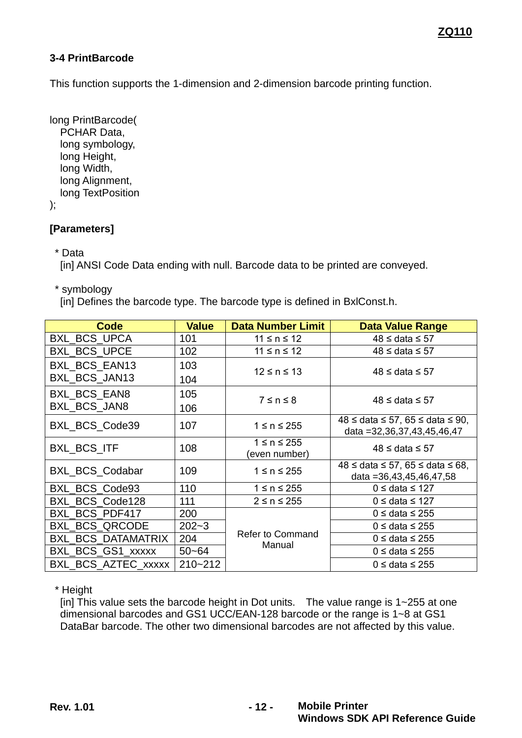### 3-4 PrintBarcode

This function supports the 1-dimension and 2-dimension barcode printing function.

```
long PrintBarcode(
   PCHAR Data,
   long symbology,
   long Height,
   long Width,
   long Alignment,
   long TextPosition
);
```

**[Parameters]**

\* Data
[in] ANSI Code Data ending with null. Barcode data to be printed are conveyed.

\* symbology
[in] Defines the barcode type. The barcode type is defined in BxlConst.h.

| Code | Value | Data Number Limit | Data Value Range |
|---|---|---|---|
| BXL_BCS_UPCA | 101 | 11 ≤ n ≤ 12 | 48 ≤ data ≤ 57 |
| BXL_BCS_UPCE | 102 | 11 ≤ n ≤ 12 | 48 ≤ data ≤ 57 |
| BXL_BCS_EAN13<br>BXL_BCS_JAN13 | 103<br>104 | 12 ≤ n ≤ 13 | 48 ≤ data ≤ 57 |
| BXL_BCS_EAN8<br>BXL_BCS_JAN8 | 105<br>106 | 7 ≤ n ≤ 8 | 48 ≤ data ≤ 57 |
| BXL_BCS_Code39 | 107 | 1 ≤ n ≤ 255 | 48 ≤ data ≤ 57, 65 ≤ data ≤ 90, data =32,36,37,43,45,46,47 |
| BXL_BCS_ITF | 108 | 1 ≤ n ≤ 255 (even number) | 48 ≤ data ≤ 57 |
| BXL_BCS_Codabar | 109 | 1 ≤ n ≤ 255 | 48 ≤ data ≤ 57, 65 ≤ data ≤ 68, data =36,43,45,46,47,58 |
| BXL_BCS_Code93 | 110 | 1 ≤ n ≤ 255 | 0 ≤ data ≤ 127 |
| BXL_BCS_Code128 | 111 | 2 ≤ n ≤ 255 | 0 ≤ data ≤ 127 |
| BXL_BCS_PDF417 | 200 | Refer to Command Manual | 0 ≤ data ≤ 255 |
| BXL_BCS_QRCODE | 202~3 | | 0 ≤ data ≤ 255 |
| BXL_BCS_DATAMATRIX | 204 | | 0 ≤ data ≤ 255 |
| BXL_BCS_GS1_xxxxx | 50~64 | | 0 ≤ data ≤ 255 |
| BXL_BCS_AZTEC_xxxxx | 210~212 | | 0 ≤ data ≤ 255 |

\* Height
[in] This value sets the barcode height in Dot units. The value range is 1~255 at one dimensional barcodes and GS1 UCC/EAN-128 barcode or the range is 1~8 at GS1 DataBar barcode. The other two dimensional barcodes are not affected by this value.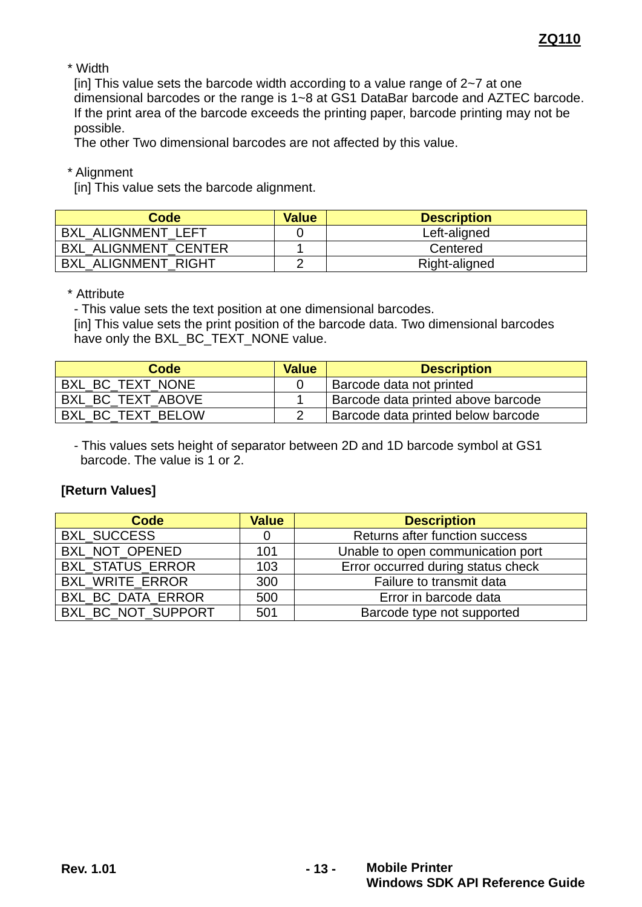\* Width

[in] This value sets the barcode width according to a value range of 2~7 at one dimensional barcodes or the range is 1~8 at GS1 DataBar barcode and AZTEC barcode. If the print area of the barcode exceeds the printing paper, barcode printing may not be possible.

The other Two dimensional barcodes are not affected by this value.

\* Alignment

[in] This value sets the barcode alignment.

| Code | Value | Description |
|---|---|---|
| BXL_ALIGNMENT_LEFT | 0 | Left-aligned |
| BXL_ALIGNMENT_CENTER | 1 | Centered |
| BXL_ALIGNMENT_RIGHT | 2 | Right-aligned |

\* Attribute

- This value sets the text position at one dimensional barcodes.

[in] This value sets the print position of the barcode data. Two dimensional barcodes have only the BXL_BC_TEXT_NONE value.

| Code | Value | Description |
|---|---|---|
| BXL_BC_TEXT_NONE | 0 | Barcode data not printed |
| BXL_BC_TEXT_ABOVE | 1 | Barcode data printed above barcode |
| BXL_BC_TEXT_BELOW | 2 | Barcode data printed below barcode |

- This values sets height of separator between 2D and 1D barcode symbol at GS1 barcode. The value is 1 or 2.

**[Return Values]**

| Code | Value | Description |
|---|---|---|
| BXL_SUCCESS | 0 | Returns after function success |
| BXL_NOT_OPENED | 101 | Unable to open communication port |
| BXL_STATUS_ERROR | 103 | Error occurred during status check |
| BXL_WRITE_ERROR | 300 | Failure to transmit data |
| BXL_BC_DATA_ERROR | 500 | Error in barcode data |
| BXL_BC_NOT_SUPPORT | 501 | Barcode type not supported |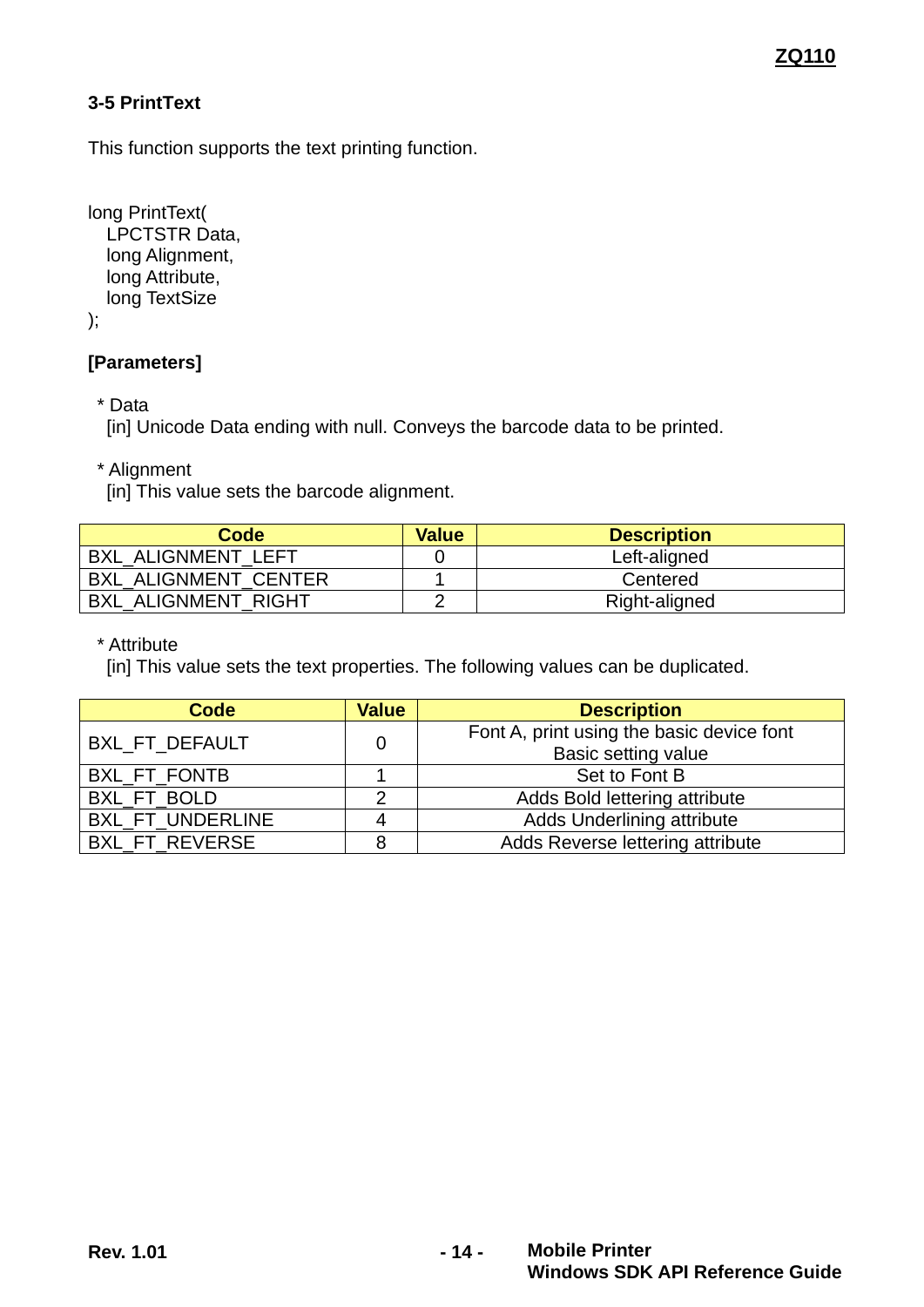### 3-5 PrintText

This function supports the text printing function.

```
long PrintText(
   LPCTSTR Data,
   long Alignment,
   long Attribute,
   long TextSize
);
```

**[Parameters]**

* Data
  [in] Unicode Data ending with null. Conveys the barcode data to be printed.

* Alignment
  [in] This value sets the barcode alignment.

| Code | Value | Description |
|---|---|---|
| BXL_ALIGNMENT_LEFT | 0 | Left-aligned |
| BXL_ALIGNMENT_CENTER | 1 | Centered |
| BXL_ALIGNMENT_RIGHT | 2 | Right-aligned |

* Attribute
  [in] This value sets the text properties. The following values can be duplicated.

| Code | Value | Description |
|---|---|---|
| BXL_FT_DEFAULT | 0 | Font A, print using the basic device font<br>Basic setting value |
| BXL_FT_FONTB | 1 | Set to Font B |
| BXL_FT_BOLD | 2 | Adds Bold lettering attribute |
| BXL_FT_UNDERLINE | 4 | Adds Underlining attribute |
| BXL_FT_REVERSE | 8 | Adds Reverse lettering attribute |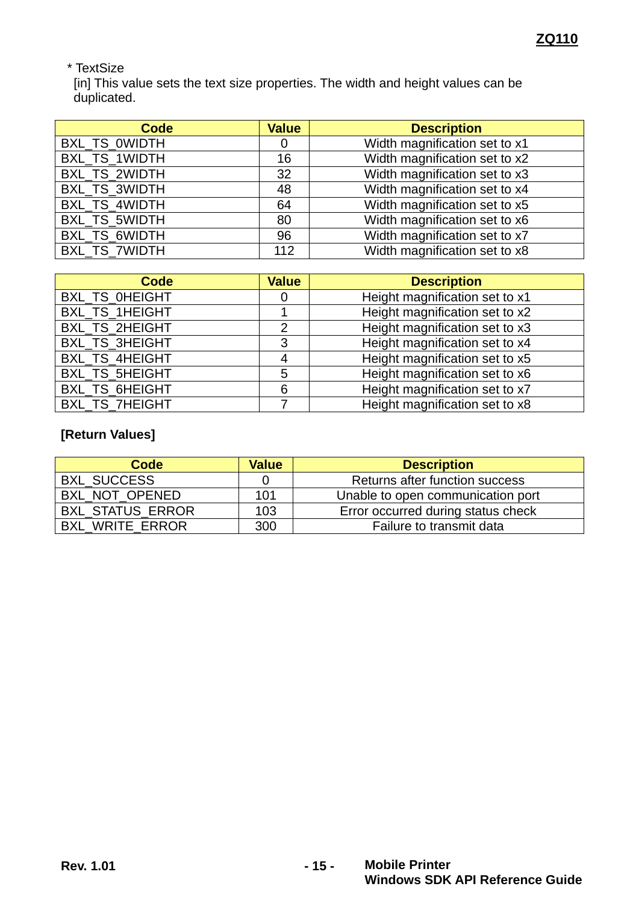* TextSize
  [in] This value sets the text size properties. The width and height values can be duplicated.

| Code | Value | Description |
|---|---|---|
| BXL_TS_0WIDTH | 0 | Width magnification set to x1 |
| BXL_TS_1WIDTH | 16 | Width magnification set to x2 |
| BXL_TS_2WIDTH | 32 | Width magnification set to x3 |
| BXL_TS_3WIDTH | 48 | Width magnification set to x4 |
| BXL_TS_4WIDTH | 64 | Width magnification set to x5 |
| BXL_TS_5WIDTH | 80 | Width magnification set to x6 |
| BXL_TS_6WIDTH | 96 | Width magnification set to x7 |
| BXL_TS_7WIDTH | 112 | Width magnification set to x8 |

| Code | Value | Description |
|---|---|---|
| BXL_TS_0HEIGHT | 0 | Height magnification set to x1 |
| BXL_TS_1HEIGHT | 1 | Height magnification set to x2 |
| BXL_TS_2HEIGHT | 2 | Height magnification set to x3 |
| BXL_TS_3HEIGHT | 3 | Height magnification set to x4 |
| BXL_TS_4HEIGHT | 4 | Height magnification set to x5 |
| BXL_TS_5HEIGHT | 5 | Height magnification set to x6 |
| BXL_TS_6HEIGHT | 6 | Height magnification set to x7 |
| BXL_TS_7HEIGHT | 7 | Height magnification set to x8 |

**[Return Values]**

| Code | Value | Description |
|---|---|---|
| BXL_SUCCESS | 0 | Returns after function success |
| BXL_NOT_OPENED | 101 | Unable to open communication port |
| BXL_STATUS_ERROR | 103 | Error occurred during status check |
| BXL_WRITE_ERROR | 300 | Failure to transmit data |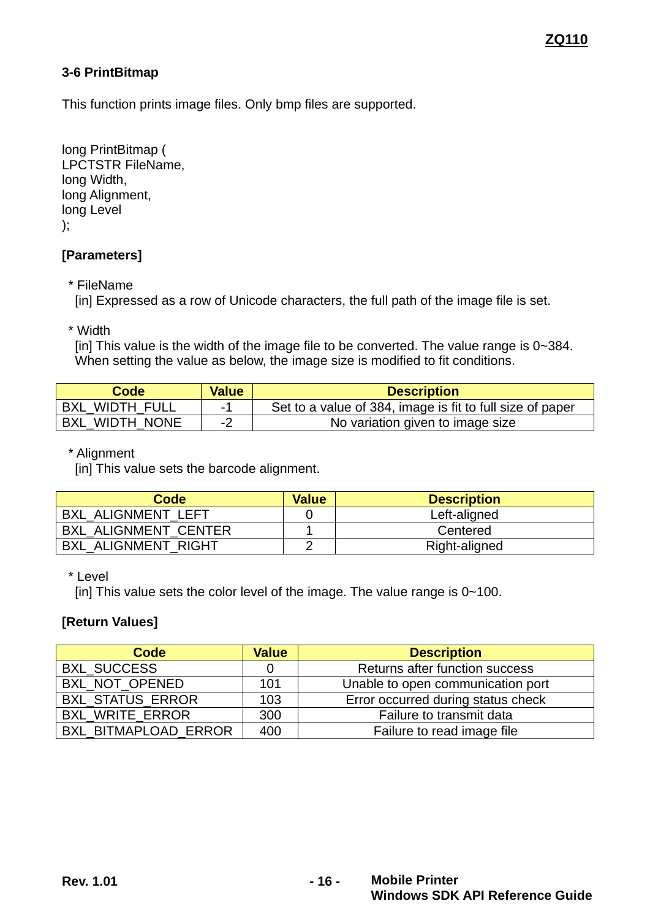### 3-6 PrintBitmap

This function prints image files. Only bmp files are supported.

```
long PrintBitmap (
LPCTSTR FileName,
long Width,
long Alignment,
long Level
);
```

**[Parameters]**

* FileName
  [in] Expressed as a row of Unicode characters, the full path of the image file is set.

* Width
  [in] This value is the width of the image file to be converted. The value range is 0~384.
  When setting the value as below, the image size is modified to fit conditions.

| Code | Value | Description |
|---|---|---|
| BXL_WIDTH_FULL | -1 | Set to a value of 384, image is fit to full size of paper |
| BXL_WIDTH_NONE | -2 | No variation given to image size |

* Alignment
  [in] This value sets the barcode alignment.

| Code | Value | Description |
|---|---|---|
| BXL_ALIGNMENT_LEFT | 0 | Left-aligned |
| BXL_ALIGNMENT_CENTER | 1 | Centered |
| BXL_ALIGNMENT_RIGHT | 2 | Right-aligned |

* Level
  [in] This value sets the color level of the image. The value range is 0~100.

**[Return Values]**

| Code | Value | Description |
|---|---|---|
| BXL_SUCCESS | 0 | Returns after function success |
| BXL_NOT_OPENED | 101 | Unable to open communication port |
| BXL_STATUS_ERROR | 103 | Error occurred during status check |
| BXL_WRITE_ERROR | 300 | Failure to transmit data |
| BXL_BITMAPLOAD_ERROR | 400 | Failure to read image file |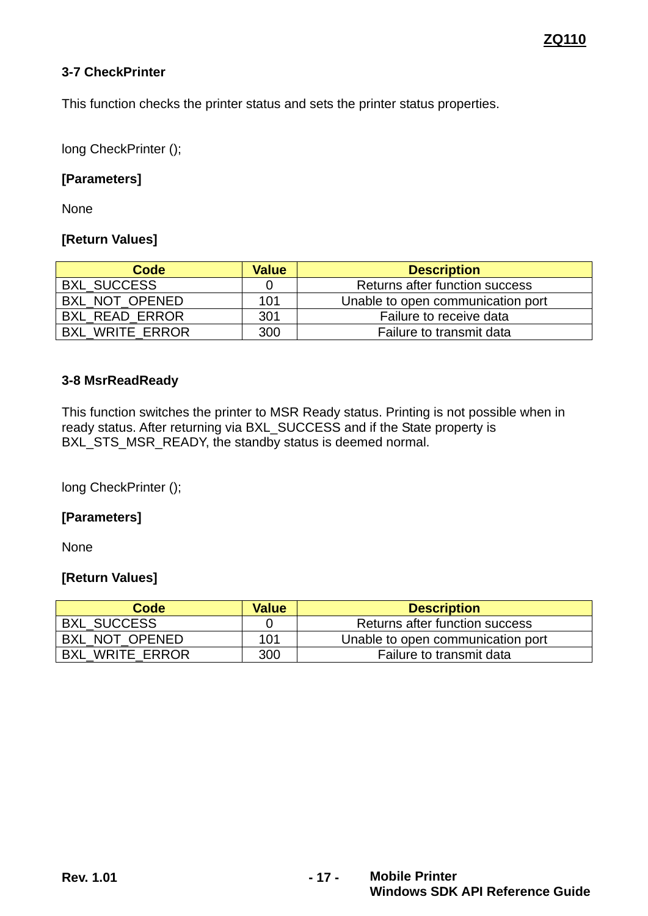### 3-7 CheckPrinter

This function checks the printer status and sets the printer status properties.

long CheckPrinter ();

**[Parameters]**

None

**[Return Values]**

| Code | Value | Description |
|---|---|---|
| BXL_SUCCESS | 0 | Returns after function success |
| BXL_NOT_OPENED | 101 | Unable to open communication port |
| BXL_READ_ERROR | 301 | Failure to receive data |
| BXL_WRITE_ERROR | 300 | Failure to transmit data |

### 3-8 MsrReadReady

This function switches the printer to MSR Ready status. Printing is not possible when in ready status. After returning via BXL_SUCCESS and if the State property is BXL_STS_MSR_READY, the standby status is deemed normal.

long CheckPrinter ();

**[Parameters]**

None

**[Return Values]**

| Code | Value | Description |
|---|---|---|
| BXL_SUCCESS | 0 | Returns after function success |
| BXL_NOT_OPENED | 101 | Unable to open communication port |
| BXL_WRITE_ERROR | 300 | Failure to transmit data |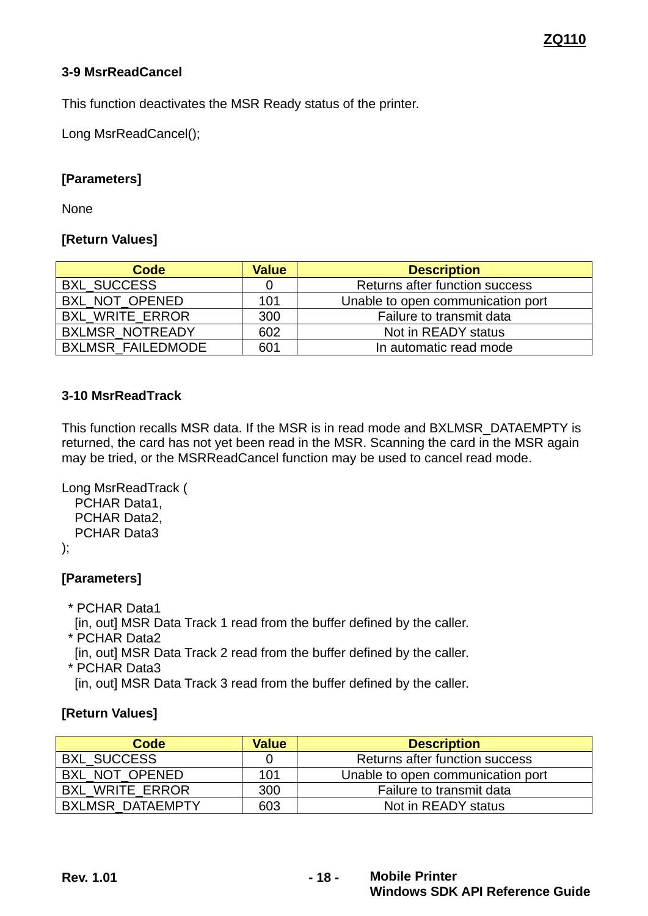### 3-9 MsrReadCancel

This function deactivates the MSR Ready status of the printer.

```
Long MsrReadCancel();
```

**[Parameters]**

None

**[Return Values]**

| Code | Value | Description |
|---|---|---|
| BXL_SUCCESS | 0 | Returns after function success |
| BXL_NOT_OPENED | 101 | Unable to open communication port |
| BXL_WRITE_ERROR | 300 | Failure to transmit data |
| BXLMSR_NOTREADY | 602 | Not in READY status |
| BXLMSR_FAILEDMODE | 601 | In automatic read mode |

### 3-10 MsrReadTrack

This function recalls MSR data. If the MSR is in read mode and BXLMSR_DATAEMPTY is returned, the card has not yet been read in the MSR. Scanning the card in the MSR again may be tried, or the MSRReadCancel function may be used to cancel read mode.

```
Long MsrReadTrack (
   PCHAR Data1,
   PCHAR Data2,
   PCHAR Data3
);
```

**[Parameters]**

* PCHAR Data1
  [in, out] MSR Data Track 1 read from the buffer defined by the caller.
* PCHAR Data2
  [in, out] MSR Data Track 2 read from the buffer defined by the caller.
* PCHAR Data3
  [in, out] MSR Data Track 3 read from the buffer defined by the caller.

**[Return Values]**

| Code | Value | Description |
|---|---|---|
| BXL_SUCCESS | 0 | Returns after function success |
| BXL_NOT_OPENED | 101 | Unable to open communication port |
| BXL_WRITE_ERROR | 300 | Failure to transmit data |
| BXLMSR_DATAEMPTY | 603 | Not in READY status |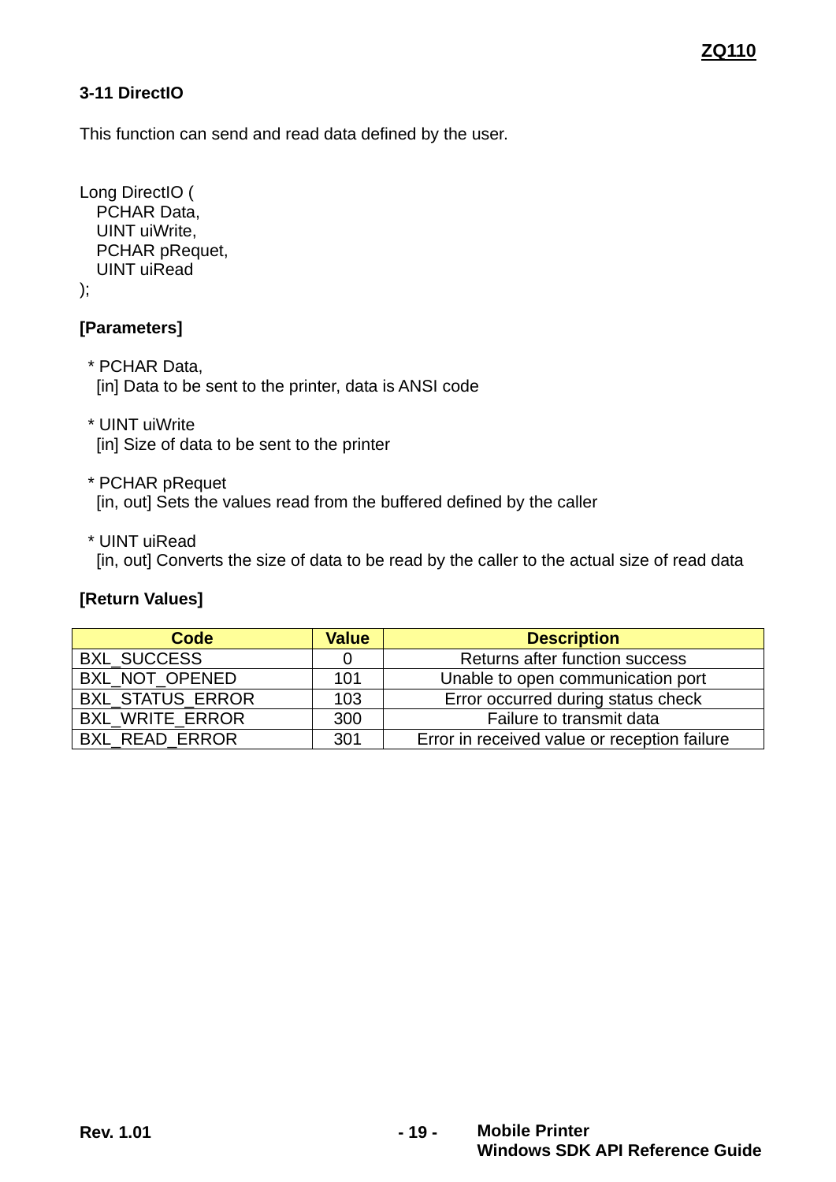### 3-11 DirectIO

This function can send and read data defined by the user.

```
Long DirectIO (
   PCHAR Data,
   UINT uiWrite,
   PCHAR pRequet,
   UINT uiRead
);
```

**[Parameters]**

* PCHAR Data,
  [in] Data to be sent to the printer, data is ANSI code

* UINT uiWrite
  [in] Size of data to be sent to the printer

* PCHAR pRequet
  [in, out] Sets the values read from the buffered defined by the caller

* UINT uiRead
  [in, out] Converts the size of data to be read by the caller to the actual size of read data

**[Return Values]**

| Code | Value | Description |
|---|---|---|
| BXL_SUCCESS | 0 | Returns after function success |
| BXL_NOT_OPENED | 101 | Unable to open communication port |
| BXL_STATUS_ERROR | 103 | Error occurred during status check |
| BXL_WRITE_ERROR | 300 | Failure to transmit data |
| BXL_READ_ERROR | 301 | Error in received value or reception failure |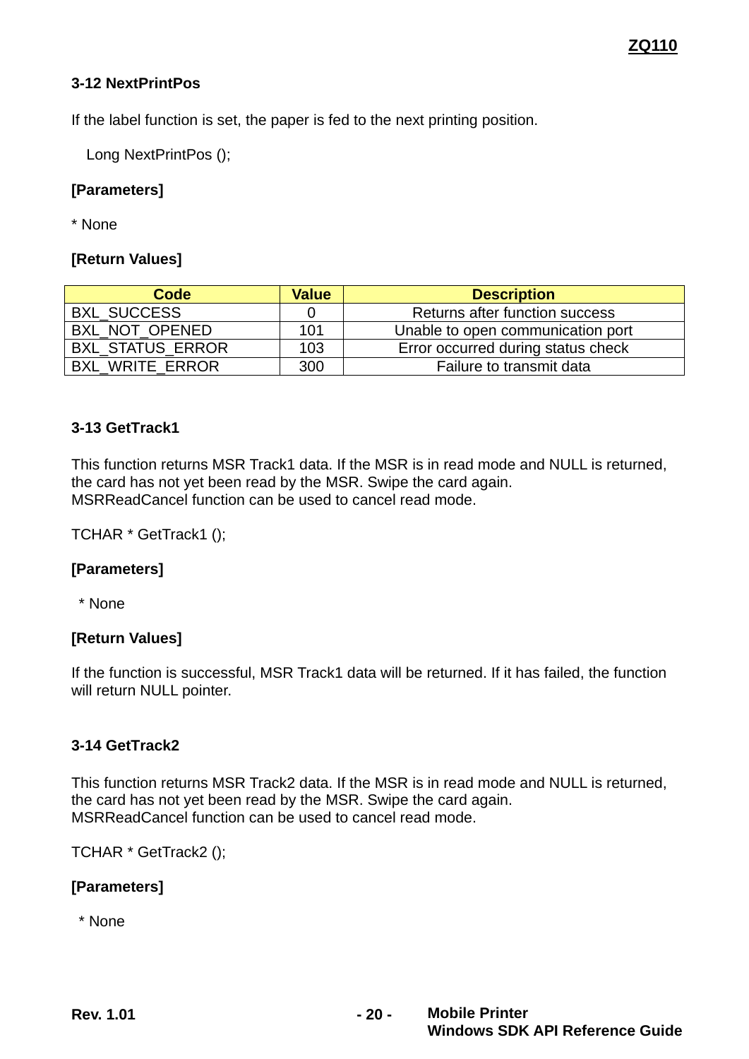### 3-12 NextPrintPos

If the label function is set, the paper is fed to the next printing position.

```
Long NextPrintPos ();
```

**[Parameters]**

* None

**[Return Values]**

| Code | Value | Description |
|---|---|---|
| BXL_SUCCESS | 0 | Returns after function success |
| BXL_NOT_OPENED | 101 | Unable to open communication port |
| BXL_STATUS_ERROR | 103 | Error occurred during status check |
| BXL_WRITE_ERROR | 300 | Failure to transmit data |

### 3-13 GetTrack1

This function returns MSR Track1 data. If the MSR is in read mode and NULL is returned, the card has not yet been read by the MSR. Swipe the card again.
MSRReadCancel function can be used to cancel read mode.

```
TCHAR * GetTrack1 ();
```

**[Parameters]**

* None

**[Return Values]**

If the function is successful, MSR Track1 data will be returned. If it has failed, the function will return NULL pointer.

### 3-14 GetTrack2

This function returns MSR Track2 data. If the MSR is in read mode and NULL is returned, the card has not yet been read by the MSR. Swipe the card again.
MSRReadCancel function can be used to cancel read mode.

```
TCHAR * GetTrack2 ();
```

**[Parameters]**

* None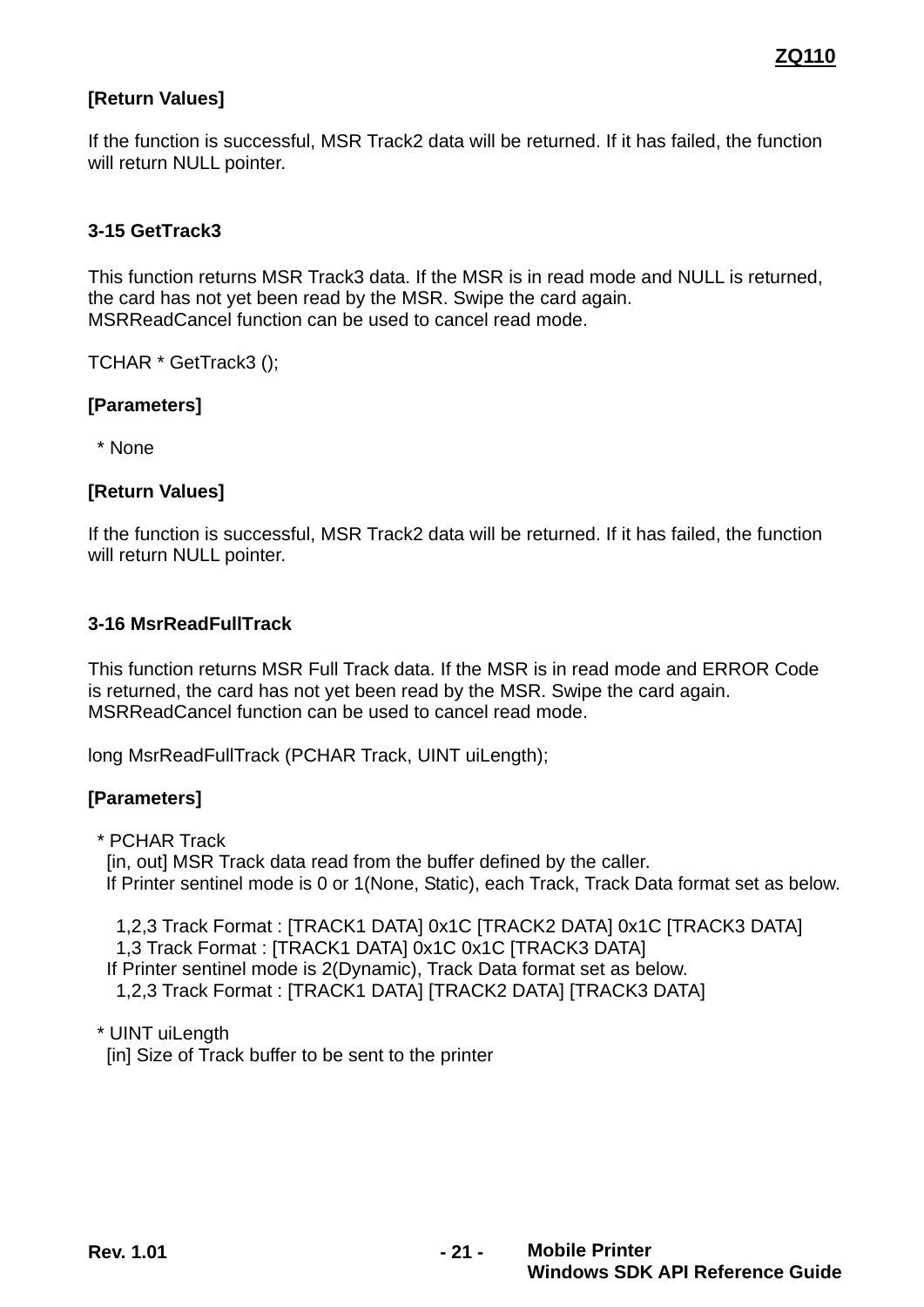**[Return Values]**

If the function is successful, MSR Track2 data will be returned. If it has failed, the function will return NULL pointer.

### 3-15 GetTrack3

This function returns MSR Track3 data. If the MSR is in read mode and NULL is returned, the card has not yet been read by the MSR. Swipe the card again.
MSRReadCancel function can be used to cancel read mode.

```
TCHAR * GetTrack3 ();
```

**[Parameters]**

* None

**[Return Values]**

If the function is successful, MSR Track2 data will be returned. If it has failed, the function will return NULL pointer.

### 3-16 MsrReadFullTrack

This function returns MSR Full Track data. If the MSR is in read mode and ERROR Code is returned, the card has not yet been read by the MSR. Swipe the card again.
MSRReadCancel function can be used to cancel read mode.

```
long MsrReadFullTrack (PCHAR Track, UINT uiLength);
```

**[Parameters]**

* PCHAR Track
  [in, out] MSR Track data read from the buffer defined by the caller.
  If Printer sentinel mode is 0 or 1(None, Static), each Track, Track Data format set as below.

    1,2,3 Track Format : [TRACK1 DATA] 0x1C [TRACK2 DATA] 0x1C [TRACK3 DATA]
    1,3 Track Format : [TRACK1 DATA] 0x1C 0x1C [TRACK3 DATA]
  If Printer sentinel mode is 2(Dynamic), Track Data format set as below.
    1,2,3 Track Format : [TRACK1 DATA] [TRACK2 DATA] [TRACK3 DATA]

* UINT uiLength
  [in] Size of Track buffer to be sent to the printer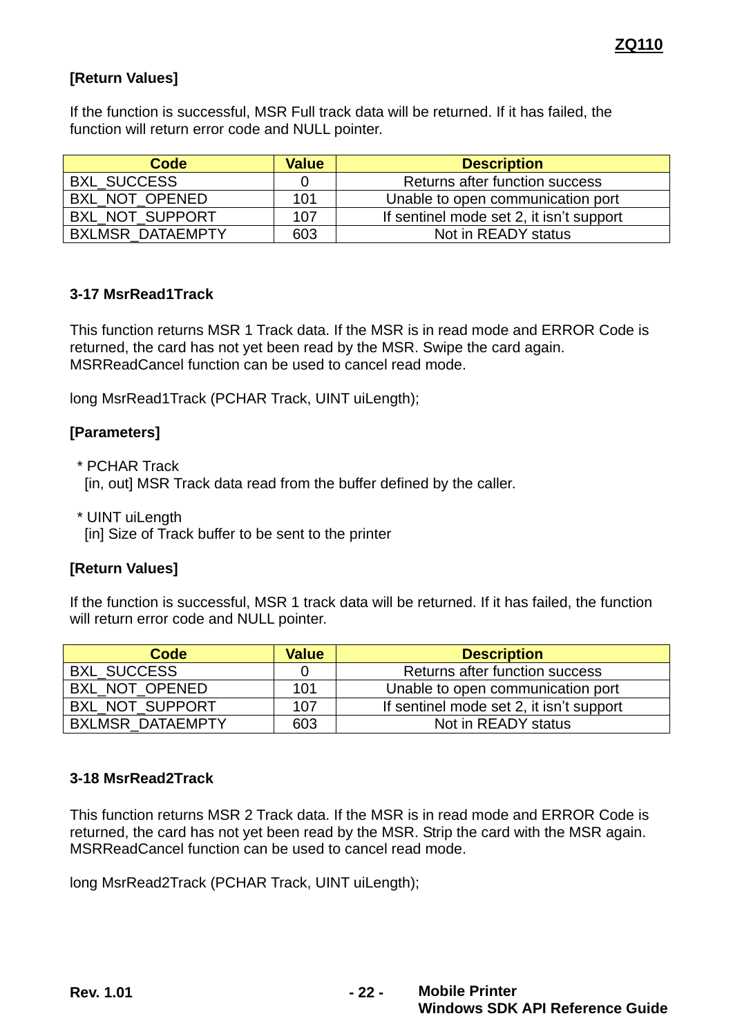**[Return Values]**

If the function is successful, MSR Full track data will be returned. If it has failed, the function will return error code and NULL pointer.

| Code | Value | Description |
|---|---|---|
| BXL_SUCCESS | 0 | Returns after function success |
| BXL_NOT_OPENED | 101 | Unable to open communication port |
| BXL_NOT_SUPPORT | 107 | If sentinel mode set 2, it isn't support |
| BXLMSR_DATAEMPTY | 603 | Not in READY status |

### 3-17 MsrRead1Track

This function returns MSR 1 Track data. If the MSR is in read mode and ERROR Code is returned, the card has not yet been read by the MSR. Swipe the card again. MSRReadCancel function can be used to cancel read mode.

long MsrRead1Track (PCHAR Track, UINT uiLength);

**[Parameters]**

\* PCHAR Track
  [in, out] MSR Track data read from the buffer defined by the caller.

\* UINT uiLength
  [in] Size of Track buffer to be sent to the printer

**[Return Values]**

If the function is successful, MSR 1 track data will be returned. If it has failed, the function will return error code and NULL pointer.

| Code | Value | Description |
|---|---|---|
| BXL_SUCCESS | 0 | Returns after function success |
| BXL_NOT_OPENED | 101 | Unable to open communication port |
| BXL_NOT_SUPPORT | 107 | If sentinel mode set 2, it isn't support |
| BXLMSR_DATAEMPTY | 603 | Not in READY status |

### 3-18 MsrRead2Track

This function returns MSR 2 Track data. If the MSR is in read mode and ERROR Code is returned, the card has not yet been read by the MSR. Strip the card with the MSR again. MSRReadCancel function can be used to cancel read mode.

long MsrRead2Track (PCHAR Track, UINT uiLength);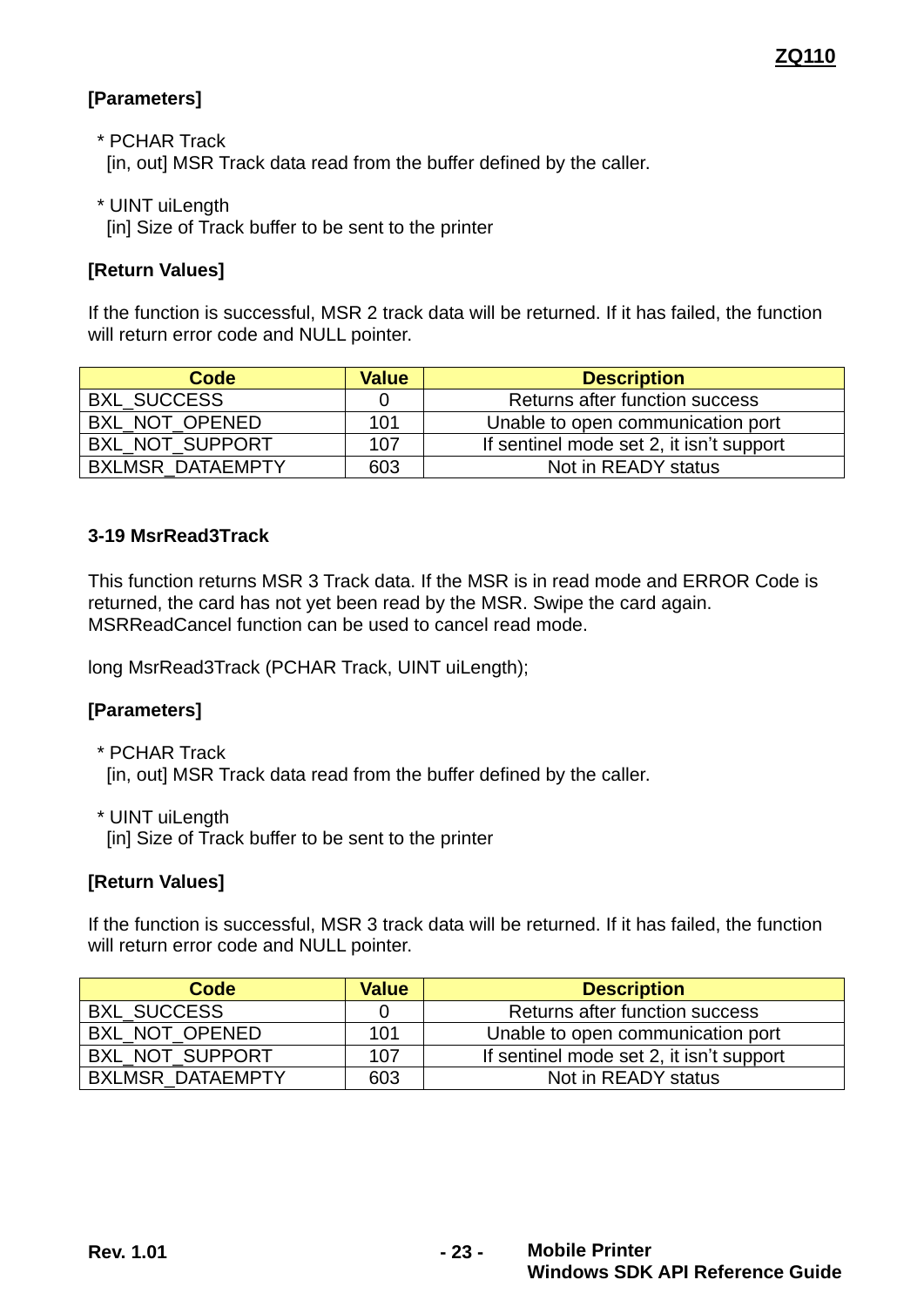**[Parameters]**

* PCHAR Track
  [in, out] MSR Track data read from the buffer defined by the caller.

* UINT uiLength
  [in] Size of Track buffer to be sent to the printer

**[Return Values]**

If the function is successful, MSR 2 track data will be returned. If it has failed, the function will return error code and NULL pointer.

| Code | Value | Description |
|---|---|---|
| BXL_SUCCESS | 0 | Returns after function success |
| BXL_NOT_OPENED | 101 | Unable to open communication port |
| BXL_NOT_SUPPORT | 107 | If sentinel mode set 2, it isn't support |
| BXLMSR_DATAEMPTY | 603 | Not in READY status |

### 3-19 MsrRead3Track

This function returns MSR 3 Track data. If the MSR is in read mode and ERROR Code is returned, the card has not yet been read by the MSR. Swipe the card again. MSRReadCancel function can be used to cancel read mode.

long MsrRead3Track (PCHAR Track, UINT uiLength);

**[Parameters]**

* PCHAR Track
  [in, out] MSR Track data read from the buffer defined by the caller.

* UINT uiLength
  [in] Size of Track buffer to be sent to the printer

**[Return Values]**

If the function is successful, MSR 3 track data will be returned. If it has failed, the function will return error code and NULL pointer.

| Code | Value | Description |
|---|---|---|
| BXL_SUCCESS | 0 | Returns after function success |
| BXL_NOT_OPENED | 101 | Unable to open communication port |
| BXL_NOT_SUPPORT | 107 | If sentinel mode set 2, it isn't support |
| BXLMSR_DATAEMPTY | 603 | Not in READY status |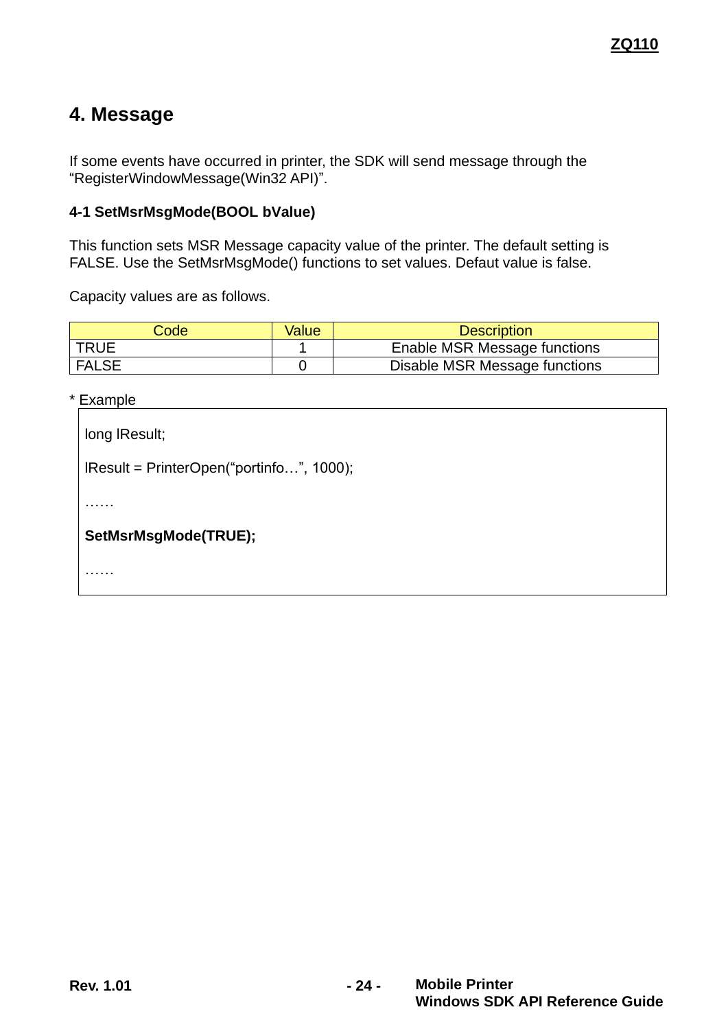## 4. Message

If some events have occurred in printer, the SDK will send message through the "RegisterWindowMessage(Win32 API)".

### 4-1 SetMsrMsgMode(BOOL bValue)

This function sets MSR Message capacity value of the printer. The default setting is FALSE. Use the SetMsrMsgMode() functions to set values. Defaut value is false.

Capacity values are as follows.

| Code | Value | Description |
| --- | --- | --- |
| TRUE | 1 | Enable MSR Message functions |
| FALSE | 0 | Disable MSR Message functions |

\* Example

```
long lResult;

lResult = PrinterOpen("portinfo…", 1000);

……

SetMsrMsgMode(TRUE);

……
```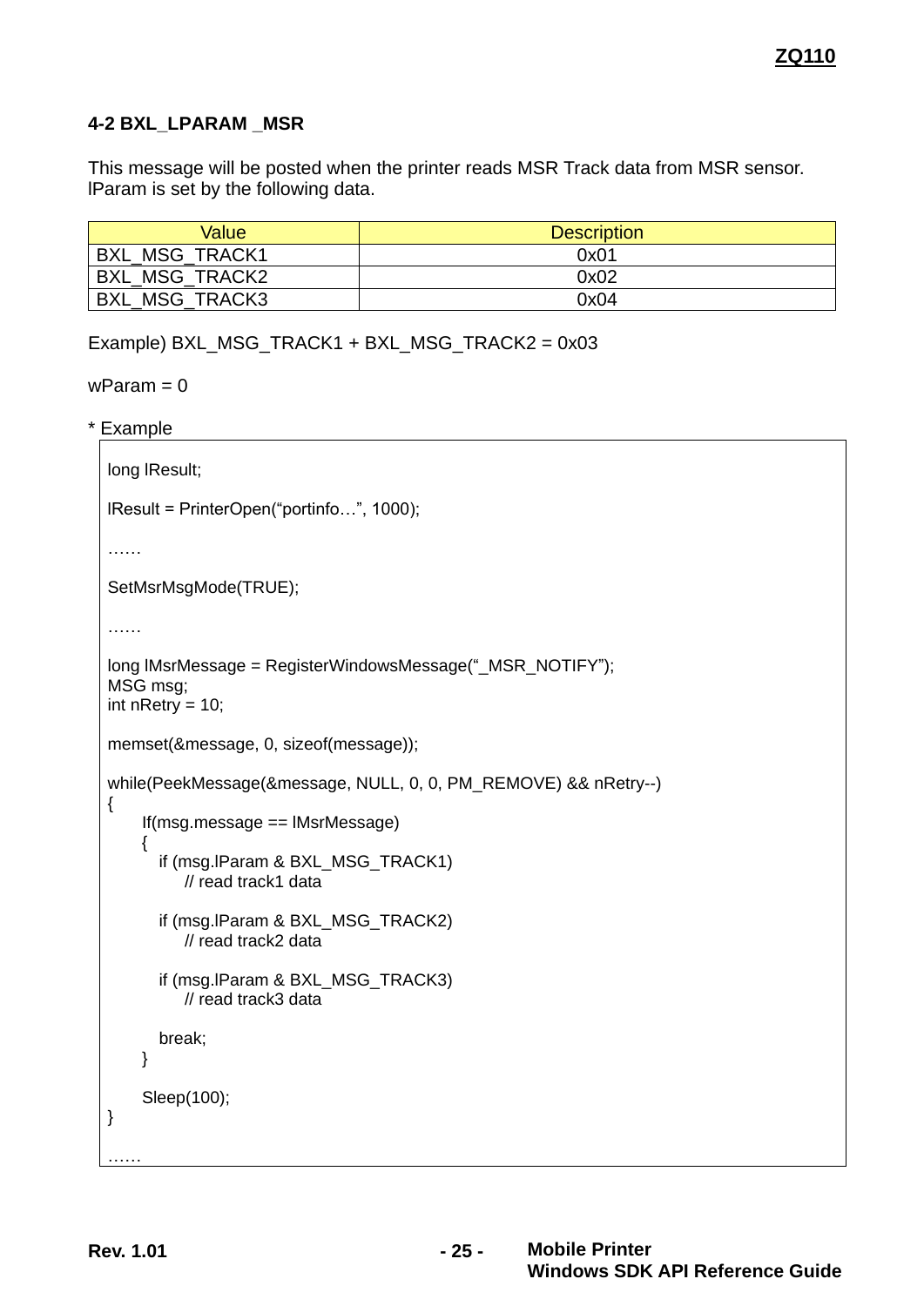### 4-2 BXL_LPARAM _MSR

This message will be posted when the printer reads MSR Track data from MSR sensor.
lParam is set by the following data.

| Value | Description |
|---|---|
| BXL_MSG_TRACK1 | 0x01 |
| BXL_MSG_TRACK2 | 0x02 |
| BXL_MSG_TRACK3 | 0x04 |

Example) BXL_MSG_TRACK1 + BXL_MSG_TRACK2 = 0x03

wParam = 0

* Example

```
long lResult;

lResult = PrinterOpen("portinfo…", 1000);

……

SetMsrMsgMode(TRUE);

……

long lMsrMessage = RegisterWindowsMessage("_MSR_NOTIFY");
MSG msg;
int nRetry = 10;

memset(&message, 0, sizeof(message));

while(PeekMessage(&message, NULL, 0, 0, PM_REMOVE) && nRetry--)
{
      If(msg.message == lMsrMessage)
      {
         if (msg.lParam & BXL_MSG_TRACK1)
              // read track1 data

         if (msg.lParam & BXL_MSG_TRACK2)
              // read track2 data

         if (msg.lParam & BXL_MSG_TRACK3)
              // read track3 data

         break;
      }

      Sleep(100);
}

……
```